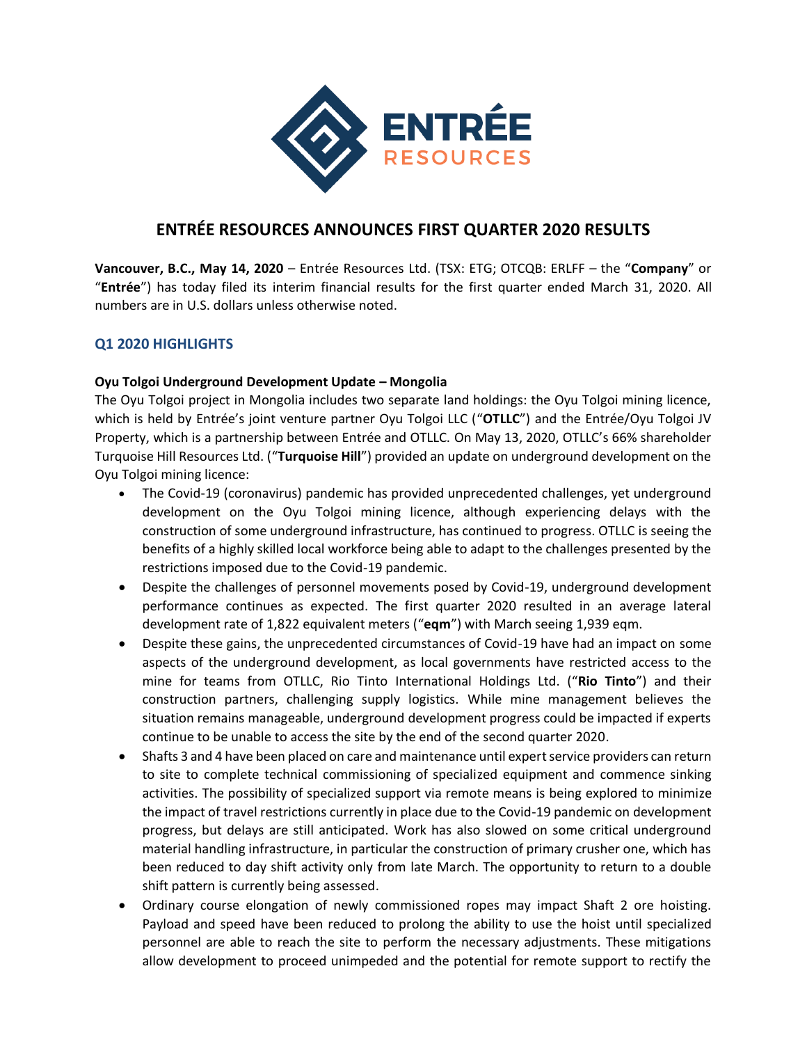# ENTRÉE RESOURCES ANNOUNCES FIRST QUARTER 2020 RESULTS

**Vancouver, B.C., May 14, 2020** – Entrée Resources Ltd. (TSX: ETG; OTCQB: ERLFF – the "**Company**" or "**Entrée**") has today filed its interim financial results for the first quarter ended March 31, 2020. All numbers are in U.S. dollars unless otherwise noted.

## Q1 2020 HIGHLIGHTS

### Oyu Tolgoi Underground Development Update – Mongolia

The Oyu Tolgoi project in Mongolia includes two separate land holdings: the Oyu Tolgoi mining licence, which is held by Entrée's joint venture partner Oyu Tolgoi LLC ("**OTLLC**") and the Entrée/Oyu Tolgoi JV Property, which is a partnership between Entrée and OTLLC. On May 13, 2020, OTLLC's 66% shareholder Turquoise Hill Resources Ltd. ("**Turquoise Hill**") provided an update on underground development on the Oyu Tolgoi mining licence:

- The Covid-19 (coronavirus) pandemic has provided unprecedented challenges, yet underground development on the Oyu Tolgoi mining licence, although experiencing delays with the construction of some underground infrastructure, has continued to progress. OTLLC is seeing the benefits of a highly skilled local workforce being able to adapt to the challenges presented by the restrictions imposed due to the Covid-19 pandemic.
- Despite the challenges of personnel movements posed by Covid-19, underground development performance continues as expected. The first quarter 2020 resulted in an average lateral development rate of 1,822 equivalent meters ("**eqm**") with March seeing 1,939 eqm.
- Despite these gains, the unprecedented circumstances of Covid-19 have had an impact on some aspects of the underground development, as local governments have restricted access to the mine for teams from OTLLC, Rio Tinto International Holdings Ltd. ("**Rio Tinto**") and their construction partners, challenging supply logistics. While mine management believes the situation remains manageable, underground development progress could be impacted if experts continue to be unable to access the site by the end of the second quarter 2020.
- Shafts 3 and 4 have been placed on care and maintenance until expert service providers can return to site to complete technical commissioning of specialized equipment and commence sinking activities. The possibility of specialized support via remote means is being explored to minimize the impact of travel restrictions currently in place due to the Covid-19 pandemic on development progress, but delays are still anticipated. Work has also slowed on some critical underground material handling infrastructure, in particular the construction of primary crusher one, which has been reduced to day shift activity only from late March. The opportunity to return to a double shift pattern is currently being assessed.
- Ordinary course elongation of newly commissioned ropes may impact Shaft 2 ore hoisting. Payload and speed have been reduced to prolong the ability to use the hoist until specialized personnel are able to reach the site to perform the necessary adjustments. These mitigations allow development to proceed unimpeded and the potential for remote support to rectify the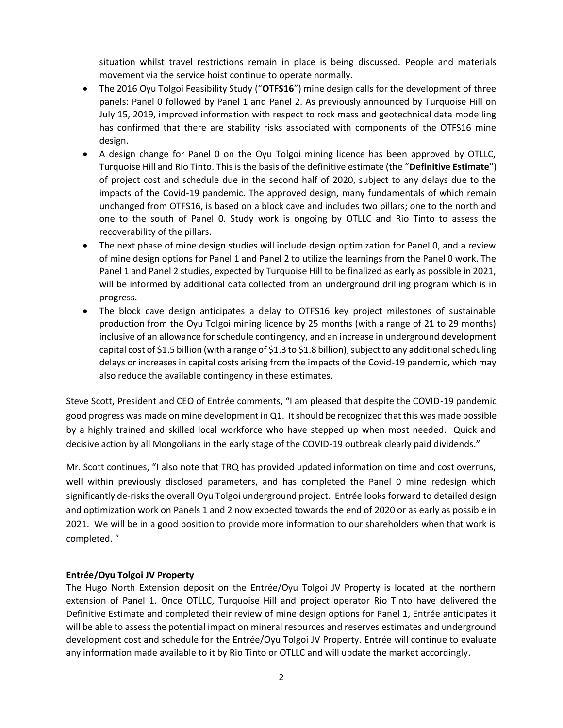situation whilst travel restrictions remain in place is being discussed. People and materials movement via the service hoist continue to operate normally.

- The 2016 Oyu Tolgoi Feasibility Study ("**OTFS16**") mine design calls for the development of three panels: Panel 0 followed by Panel 1 and Panel 2. As previously announced by Turquoise Hill on July 15, 2019, improved information with respect to rock mass and geotechnical data modelling has confirmed that there are stability risks associated with components of the OTFS16 mine design.
- A design change for Panel 0 on the Oyu Tolgoi mining licence has been approved by OTLLC, Turquoise Hill and Rio Tinto. This is the basis of the definitive estimate (the "**Definitive Estimate**") of project cost and schedule due in the second half of 2020, subject to any delays due to the impacts of the Covid-19 pandemic. The approved design, many fundamentals of which remain unchanged from OTFS16, is based on a block cave and includes two pillars; one to the north and one to the south of Panel 0. Study work is ongoing by OTLLC and Rio Tinto to assess the recoverability of the pillars.
- The next phase of mine design studies will include design optimization for Panel 0, and a review of mine design options for Panel 1 and Panel 2 to utilize the learnings from the Panel 0 work. The Panel 1 and Panel 2 studies, expected by Turquoise Hill to be finalized as early as possible in 2021, will be informed by additional data collected from an underground drilling program which is in progress.
- The block cave design anticipates a delay to OTFS16 key project milestones of sustainable production from the Oyu Tolgoi mining licence by 25 months (with a range of 21 to 29 months) inclusive of an allowance for schedule contingency, and an increase in underground development capital cost of $1.5 billion (with a range of $1.3 to $1.8 billion), subject to any additional scheduling delays or increases in capital costs arising from the impacts of the Covid-19 pandemic, which may also reduce the available contingency in these estimates.

Steve Scott, President and CEO of Entrée comments, "I am pleased that despite the COVID-19 pandemic good progress was made on mine development in Q1. It should be recognized that this was made possible by a highly trained and skilled local workforce who have stepped up when most needed. Quick and decisive action by all Mongolians in the early stage of the COVID-19 outbreak clearly paid dividends."

Mr. Scott continues, "I also note that TRQ has provided updated information on time and cost overruns, well within previously disclosed parameters, and has completed the Panel 0 mine redesign which significantly de-risks the overall Oyu Tolgoi underground project. Entrée looks forward to detailed design and optimization work on Panels 1 and 2 now expected towards the end of 2020 or as early as possible in 2021. We will be in a good position to provide more information to our shareholders when that work is completed. "

**Entrée/Oyu Tolgoi JV Property**

The Hugo North Extension deposit on the Entrée/Oyu Tolgoi JV Property is located at the northern extension of Panel 1. Once OTLLC, Turquoise Hill and project operator Rio Tinto have delivered the Definitive Estimate and completed their review of mine design options for Panel 1, Entrée anticipates it will be able to assess the potential impact on mineral resources and reserves estimates and underground development cost and schedule for the Entrée/Oyu Tolgoi JV Property. Entrée will continue to evaluate any information made available to it by Rio Tinto or OTLLC and will update the market accordingly.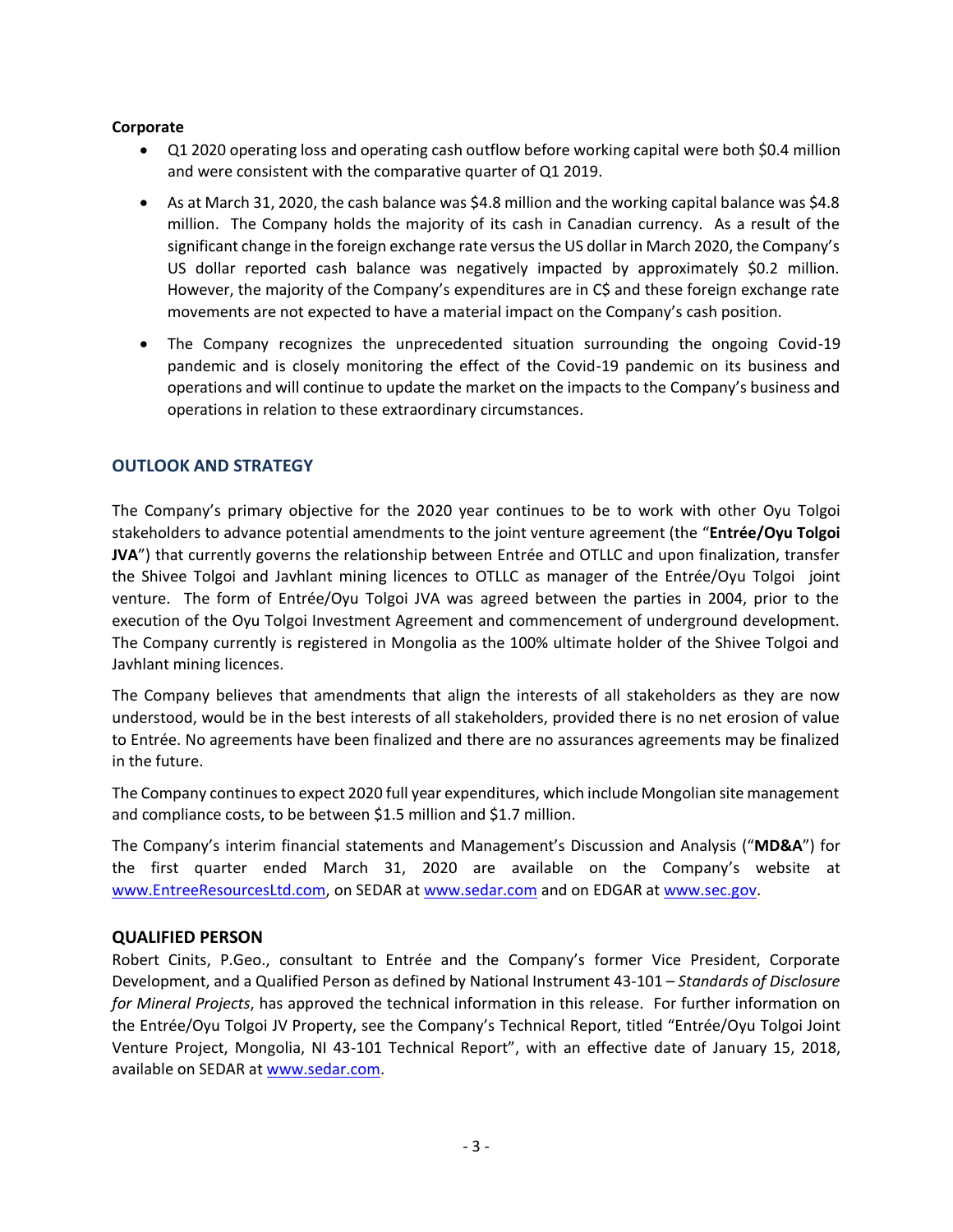**Corporate**

- Q1 2020 operating loss and operating cash outflow before working capital were both $0.4 million and were consistent with the comparative quarter of Q1 2019.
- As at March 31, 2020, the cash balance was $4.8 million and the working capital balance was $4.8 million. The Company holds the majority of its cash in Canadian currency. As a result of the significant change in the foreign exchange rate versus the US dollar in March 2020, the Company's US dollar reported cash balance was negatively impacted by approximately $0.2 million. However, the majority of the Company's expenditures are in C$ and these foreign exchange rate movements are not expected to have a material impact on the Company's cash position.
- The Company recognizes the unprecedented situation surrounding the ongoing Covid-19 pandemic and is closely monitoring the effect of the Covid-19 pandemic on its business and operations and will continue to update the market on the impacts to the Company's business and operations in relation to these extraordinary circumstances.

## OUTLOOK AND STRATEGY

The Company's primary objective for the 2020 year continues to be to work with other Oyu Tolgoi stakeholders to advance potential amendments to the joint venture agreement (the "**Entrée/Oyu Tolgoi JVA**") that currently governs the relationship between Entrée and OTLLC and upon finalization, transfer the Shivee Tolgoi and Javhlant mining licences to OTLLC as manager of the Entrée/Oyu Tolgoi joint venture. The form of Entrée/Oyu Tolgoi JVA was agreed between the parties in 2004, prior to the execution of the Oyu Tolgoi Investment Agreement and commencement of underground development. The Company currently is registered in Mongolia as the 100% ultimate holder of the Shivee Tolgoi and Javhlant mining licences.

The Company believes that amendments that align the interests of all stakeholders as they are now understood, would be in the best interests of all stakeholders, provided there is no net erosion of value to Entrée. No agreements have been finalized and there are no assurances agreements may be finalized in the future.

The Company continues to expect 2020 full year expenditures, which include Mongolian site management and compliance costs, to be between $1.5 million and $1.7 million.

The Company's interim financial statements and Management's Discussion and Analysis ("**MD&A**") for the first quarter ended March 31, 2020 are available on the Company's website at www.EntreeResourcesLtd.com, on SEDAR at www.sedar.com and on EDGAR at www.sec.gov.

## QUALIFIED PERSON

Robert Cinits, P.Geo., consultant to Entrée and the Company's former Vice President, Corporate Development, and a Qualified Person as defined by National Instrument 43-101 – *Standards of Disclosure for Mineral Projects*, has approved the technical information in this release. For further information on the Entrée/Oyu Tolgoi JV Property, see the Company's Technical Report, titled "Entrée/Oyu Tolgoi Joint Venture Project, Mongolia, NI 43-101 Technical Report", with an effective date of January 15, 2018, available on SEDAR at www.sedar.com.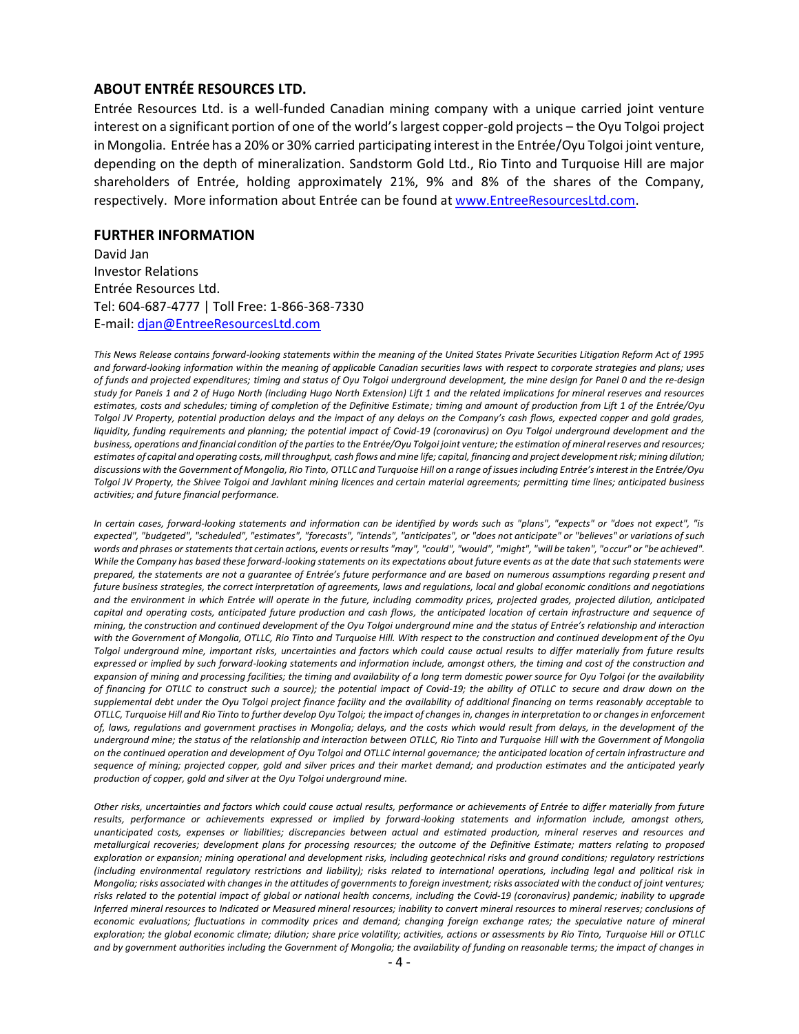## ABOUT ENTRÉE RESOURCES LTD.

Entrée Resources Ltd. is a well-funded Canadian mining company with a unique carried joint venture interest on a significant portion of one of the world's largest copper-gold projects – the Oyu Tolgoi project in Mongolia. Entrée has a 20% or 30% carried participating interest in the Entrée/Oyu Tolgoi joint venture, depending on the depth of mineralization. Sandstorm Gold Ltd., Rio Tinto and Turquoise Hill are major shareholders of Entrée, holding approximately 21%, 9% and 8% of the shares of the Company, respectively. More information about Entrée can be found at [www.EntreeResourcesLtd.com](www.EntreeResourcesLtd.com).

## FURTHER INFORMATION

David Jan
Investor Relations
Entrée Resources Ltd.
Tel: 604-687-4777 | Toll Free: 1-866-368-7330
E-mail: [djan@EntreeResourcesLtd.com](mailto:djan@EntreeResourcesLtd.com)

*This News Release contains forward-looking statements within the meaning of the United States Private Securities Litigation Reform Act of 1995 and forward-looking information within the meaning of applicable Canadian securities laws with respect to corporate strategies and plans; uses of funds and projected expenditures; timing and status of Oyu Tolgoi underground development, the mine design for Panel 0 and the re-design study for Panels 1 and 2 of Hugo North (including Hugo North Extension) Lift 1 and the related implications for mineral reserves and resources estimates, costs and schedules; timing of completion of the Definitive Estimate; timing and amount of production from Lift 1 of the Entrée/Oyu Tolgoi JV Property, potential production delays and the impact of any delays on the Company's cash flows, expected copper and gold grades, liquidity, funding requirements and planning; the potential impact of Covid-19 (coronavirus) on Oyu Tolgoi underground development and the business, operations and financial condition of the parties to the Entrée/Oyu Tolgoi joint venture; the estimation of mineral reserves and resources; estimates of capital and operating costs, mill throughput, cash flows and mine life; capital, financing and project development risk; mining dilution; discussions with the Government of Mongolia, Rio Tinto, OTLLC and Turquoise Hill on a range of issues including Entrée's interest in the Entrée/Oyu Tolgoi JV Property, the Shivee Tolgoi and Javhlant mining licences and certain material agreements; permitting time lines; anticipated business activities; and future financial performance.*

*In certain cases, forward-looking statements and information can be identified by words such as "plans", "expects" or "does not expect", "is expected", "budgeted", "scheduled", "estimates", "forecasts", "intends", "anticipates", or "does not anticipate" or "believes" or variations of such words and phrases or statements that certain actions, events or results "may", "could", "would", "might", "will be taken", "occur" or "be achieved". While the Company has based these forward-looking statements on its expectations about future events as at the date that such statements were prepared, the statements are not a guarantee of Entrée's future performance and are based on numerous assumptions regarding present and future business strategies, the correct interpretation of agreements, laws and regulations, local and global economic conditions and negotiations and the environment in which Entrée will operate in the future, including commodity prices, projected grades, projected dilution, anticipated capital and operating costs, anticipated future production and cash flows, the anticipated location of certain infrastructure and sequence of mining, the construction and continued development of the Oyu Tolgoi underground mine and the status of Entrée's relationship and interaction with the Government of Mongolia, OTLLC, Rio Tinto and Turquoise Hill. With respect to the construction and continued development of the Oyu Tolgoi underground mine, important risks, uncertainties and factors which could cause actual results to differ materially from future results expressed or implied by such forward-looking statements and information include, amongst others, the timing and cost of the construction and expansion of mining and processing facilities; the timing and availability of a long term domestic power source for Oyu Tolgoi (or the availability of financing for OTLLC to construct such a source); the potential impact of Covid-19; the ability of OTLLC to secure and draw down on the supplemental debt under the Oyu Tolgoi project finance facility and the availability of additional financing on terms reasonably acceptable to OTLLC, Turquoise Hill and Rio Tinto to further develop Oyu Tolgoi; the impact of changes in, changes in interpretation to or changes in enforcement of, laws, regulations and government practises in Mongolia; delays, and the costs which would result from delays, in the development of the underground mine; the status of the relationship and interaction between OTLLC, Rio Tinto and Turquoise Hill with the Government of Mongolia on the continued operation and development of Oyu Tolgoi and OTLLC internal governance; the anticipated location of certain infrastructure and sequence of mining; projected copper, gold and silver prices and their market demand; and production estimates and the anticipated yearly production of copper, gold and silver at the Oyu Tolgoi underground mine.*

*Other risks, uncertainties and factors which could cause actual results, performance or achievements of Entrée to differ materially from future results, performance or achievements expressed or implied by forward-looking statements and information include, amongst others, unanticipated costs, expenses or liabilities; discrepancies between actual and estimated production, mineral reserves and resources and metallurgical recoveries; development plans for processing resources; the outcome of the Definitive Estimate; matters relating to proposed exploration or expansion; mining operational and development risks, including geotechnical risks and ground conditions; regulatory restrictions (including environmental regulatory restrictions and liability); risks related to international operations, including legal and political risk in Mongolia; risks associated with changes in the attitudes of governments to foreign investment; risks associated with the conduct of joint ventures; risks related to the potential impact of global or national health concerns, including the Covid-19 (coronavirus) pandemic; inability to upgrade Inferred mineral resources to Indicated or Measured mineral resources; inability to convert mineral resources to mineral reserves; conclusions of economic evaluations; fluctuations in commodity prices and demand; changing foreign exchange rates; the speculative nature of mineral exploration; the global economic climate; dilution; share price volatility; activities, actions or assessments by Rio Tinto, Turquoise Hill or OTLLC and by government authorities including the Government of Mongolia; the availability of funding on reasonable terms; the impact of changes in*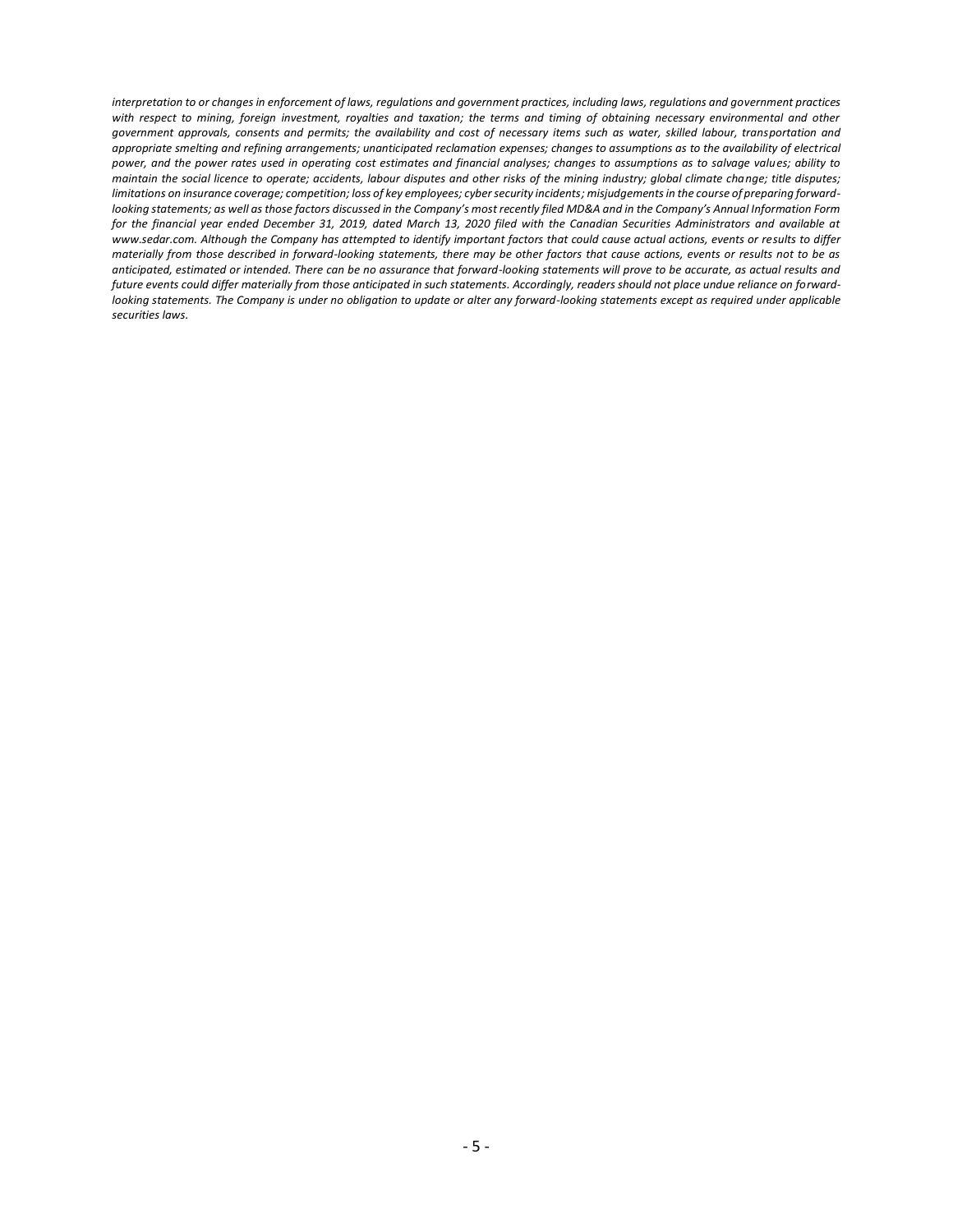*interpretation to or changes in enforcement of laws, regulations and government practices, including laws, regulations and government practices with respect to mining, foreign investment, royalties and taxation; the terms and timing of obtaining necessary environmental and other government approvals, consents and permits; the availability and cost of necessary items such as water, skilled labour, transportation and appropriate smelting and refining arrangements; unanticipated reclamation expenses; changes to assumptions as to the availability of electrical power, and the power rates used in operating cost estimates and financial analyses; changes to assumptions as to salvage values; ability to maintain the social licence to operate; accidents, labour disputes and other risks of the mining industry; global climate change; title disputes; limitations on insurance coverage; competition; loss of key employees; cyber security incidents; misjudgements in the course of preparing forward-looking statements; as well as those factors discussed in the Company's most recently filed MD&A and in the Company's Annual Information Form for the financial year ended December 31, 2019, dated March 13, 2020 filed with the Canadian Securities Administrators and available at www.sedar.com. Although the Company has attempted to identify important factors that could cause actual actions, events or results to differ materially from those described in forward-looking statements, there may be other factors that cause actions, events or results not to be as anticipated, estimated or intended. There can be no assurance that forward-looking statements will prove to be accurate, as actual results and future events could differ materially from those anticipated in such statements. Accordingly, readers should not place undue reliance on forward-looking statements. The Company is under no obligation to update or alter any forward-looking statements except as required under applicable securities laws.*